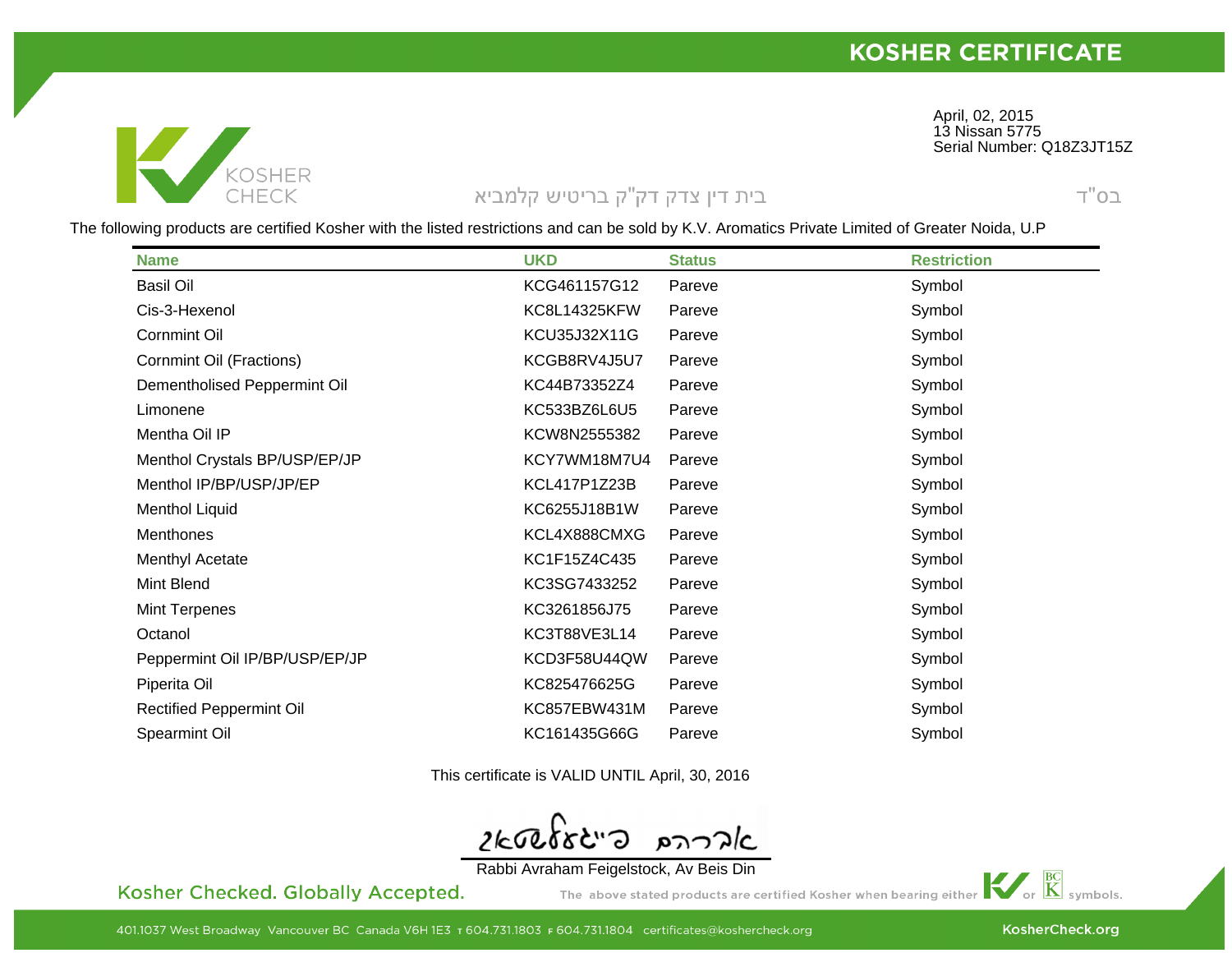# KOSHER CERTIFICATE

KOSHER CHECK

בס"ד

בית דין צדק דק"ק בריטיש קלמביא

April, 02, 2015
13 Nissan 5775
Serial Number: Q18Z3JT15Z

The following products are certified Kosher with the listed restrictions and can be sold by K.V. Aromatics Private Limited of Greater Noida, U.P

| Name | UKD | Status | Restriction |
|---|---|---|---|
| Basil Oil | KCG461157G12 | Pareve | Symbol |
| Cis-3-Hexenol | KC8L14325KFW | Pareve | Symbol |
| Cornmint Oil | KCU35J32X11G | Pareve | Symbol |
| Cornmint Oil (Fractions) | KCGB8RV4J5U7 | Pareve | Symbol |
| Dementholised Peppermint Oil | KC44B73352Z4 | Pareve | Symbol |
| Limonene | KC533BZ6L6U5 | Pareve | Symbol |
| Mentha Oil IP | KCW8N2555382 | Pareve | Symbol |
| Menthol Crystals BP/USP/EP/JP | KCY7WM18M7U4 | Pareve | Symbol |
| Menthol IP/BP/USP/JP/EP | KCL417P1Z23B | Pareve | Symbol |
| Menthol Liquid | KC6255J18B1W | Pareve | Symbol |
| Menthones | KCL4X888CMXG | Pareve | Symbol |
| Menthyl Acetate | KC1F15Z4C435 | Pareve | Symbol |
| Mint Blend | KC3SG7433252 | Pareve | Symbol |
| Mint Terpenes | KC3261856J75 | Pareve | Symbol |
| Octanol | KC3T88VE3L14 | Pareve | Symbol |
| Peppermint Oil IP/BP/USP/EP/JP | KCD3F58U44QW | Pareve | Symbol |
| Piperita Oil | KC825476625G | Pareve | Symbol |
| Rectified Peppermint Oil | KC857EBW431M | Pareve | Symbol |
| Spearmint Oil | KC161435G66G | Pareve | Symbol |

This certificate is VALID UNTIL April, 30, 2016

אברהם פייגעלשטאק

Rabbi Avraham Feigelstock, Av Beis Din

Kosher Checked. Globally Accepted.

The above stated products are certified Kosher when bearing either KV or BC K symbols.

401.1037 West Broadway Vancouver BC Canada V6H 1E3 T 604.731.1803 F 604.731.1804 certificates@koshercheck.org

KosherCheck.org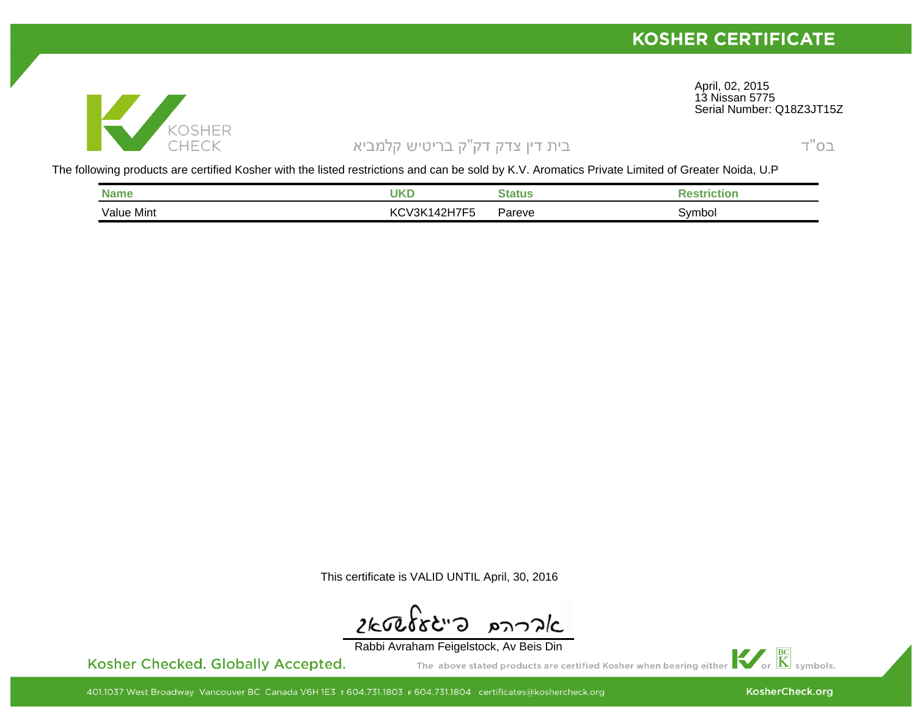# KOSHER CERTIFICATE

KOSHER CHECK

April, 02, 2015
13 Nissan 5775
Serial Number: Q18Z3JT15Z

בית דין צדק דק"ק בריטיש קלמביא

בס"ד

The following products are certified Kosher with the listed restrictions and can be sold by K.V. Aromatics Private Limited of Greater Noida, U.P

| Name | UKD | Status | Restriction |
|---|---|---|---|
| Value Mint | KCV3K142H7F5 | Pareve | Symbol |

This certificate is VALID UNTIL April, 30, 2016

אברהם פייגלשטאק

Rabbi Avraham Feigelstock, Av Beis Din

Kosher Checked. Globally Accepted.

The above stated products are certified Kosher when bearing either or symbols.

401.1037 West Broadway Vancouver BC Canada V6H 1E3 T 604.731.1803 F 604.731.1804 certificates@koshercheck.org

KosherCheck.org